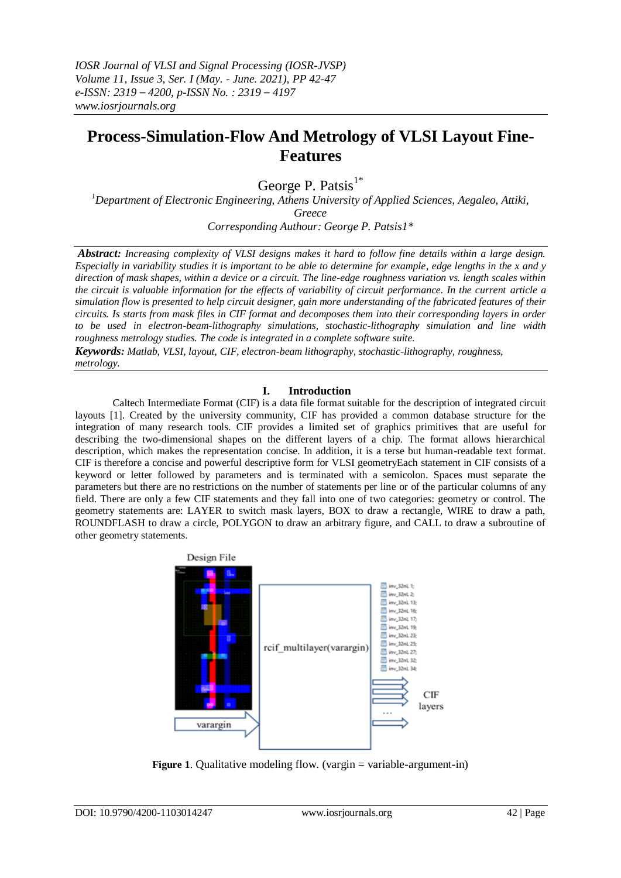*IOSR Journal of VLSI and Signal Processing (IOSR-JVSP)*
*Volume 11, Issue 3, Ser. I (May. - June. 2021), PP 42-47*
*e-ISSN: 2319 – 4200, p-ISSN No. : 2319 – 4197*
*www.iosrjournals.org*

# Process-Simulation-Flow And Metrology of VLSI Layout Fine-Features

George P. Patsis[1*]

[1]*Department of Electronic Engineering, Athens University of Applied Sciences, Aegaleo, Attiki, Greece*

*Corresponding Authour: George P. Patsis1**

***Abstract:*** *Increasing complexity of VLSI designs makes it hard to follow fine details within a large design. Especially in variability studies it is important to be able to determine for example, edge lengths in the x and y direction of mask shapes, within a device or a circuit. The line-edge roughness variation vs. length scales within the circuit is valuable information for the effects of variability of circuit performance. In the current article a simulation flow is presented to help circuit designer, gain more understanding of the fabricated features of their circuits. Is starts from mask files in CIF format and decomposes them into their corresponding layers in order to be used in electron-beam-lithography simulations, stochastic-lithography simulation and line width roughness metrology studies. The code is integrated in a complete software suite.*

***Keywords:*** *Matlab, VLSI, layout, CIF, electron-beam lithography, stochastic-lithography, roughness, metrology.*

## I. Introduction

Caltech Intermediate Format (CIF) is a data file format suitable for the description of integrated circuit layouts [1]. Created by the university community, CIF has provided a common database structure for the integration of many research tools. CIF provides a limited set of graphics primitives that are useful for describing the two-dimensional shapes on the different layers of a chip. The format allows hierarchical description, which makes the representation concise. In addition, it is a terse but human-readable text format. CIF is therefore a concise and powerful descriptive form for VLSI geometryEach statement in CIF consists of a keyword or letter followed by parameters and is terminated with a semicolon. Spaces must separate the parameters but there are no restrictions on the number of statements per line or of the particular columns of any field. There are only a few CIF statements and they fall into one of two categories: geometry or control. The geometry statements are: LAYER to switch mask layers, BOX to draw a rectangle, WIRE to draw a path, ROUNDFLASH to draw a circle, POLYGON to draw an arbitrary figure, and CALL to draw a subroutine of other geometry statements.

Design File

rcif_multilayer(varargin)

varargin

inv_32nL 1;
inv_32nL 2;
inv_32nL 13;
inv_32nL 16;
inv_32nL 17;
inv_32nL 19;
inv_32nL 23;
inv_32nL 25;
inv_32nL 27;
inv_32nL 32;
inv_32nL 34;

CIF layers

**Figure 1**. Qualitative modeling flow. (vargin = variable-argument-in)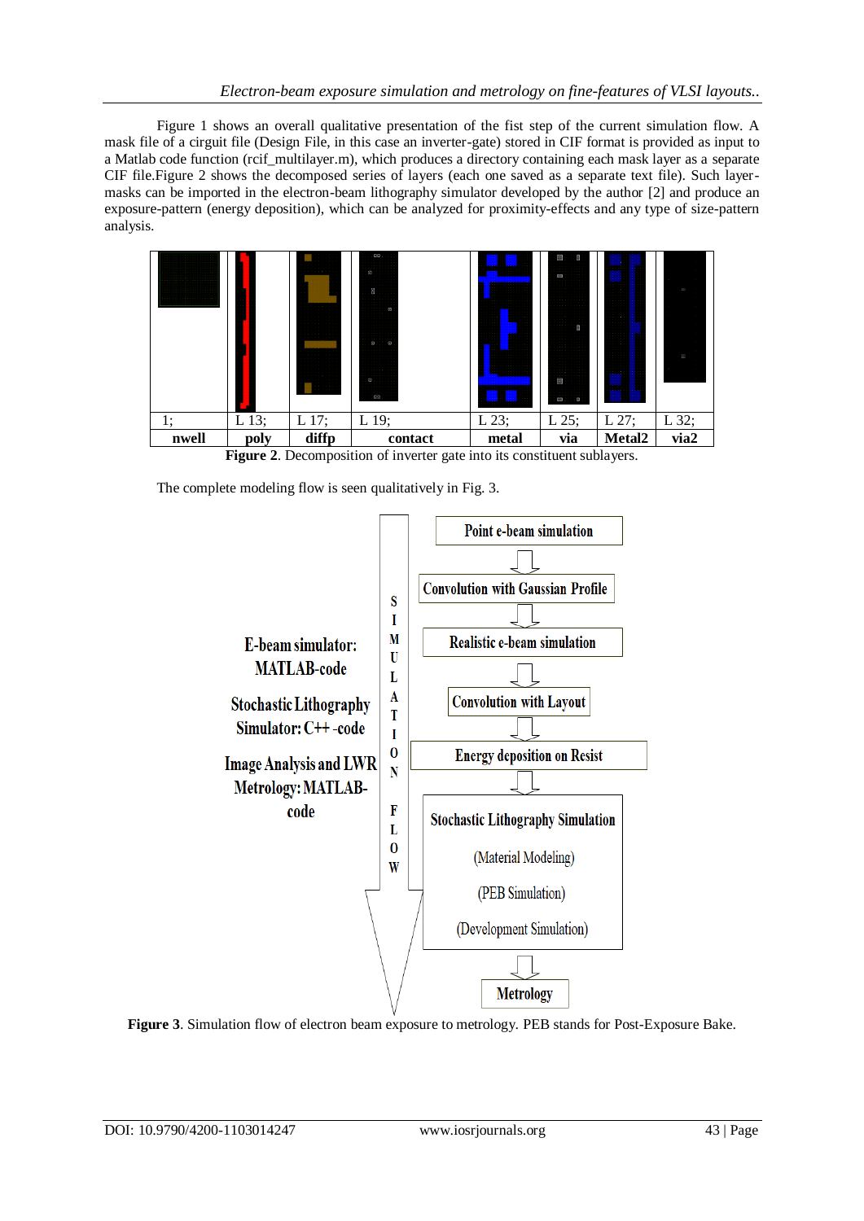Figure 1 shows an overall qualitative presentation of the fist step of the current simulation flow. A mask file of a cirguit file (Design File, in this case an inverter-gate) stored in CIF format is provided as input to a Matlab code function (rcif_multilayer.m), which produces a directory containing each mask layer as a separate CIF file.Figure 2 shows the decomposed series of layers (each one saved as a separate text file). Such layer-masks can be imported in the electron-beam lithography simulator developed by the author [2] and produce an exposure-pattern (energy deposition), which can be analyzed for proximity-effects and any type of size-pattern analysis.

| 1; | L 13; | L 17; | L 19; | L 23; | L 25; | L 27; | L 32; |
|---|---|---|---|---|---|---|---|
| **nwell** | **poly** | **diffp** | **contact** | **metal** | **via** | **Metal2** | **via2** |

**Figure 2**. Decomposition of inverter gate into its constituent sublayers.

The complete modeling flow is seen qualitatively in Fig. 3.

E-beam simulator: MATLAB-code

Stochastic Lithography Simulator: C++ -code

Image Analysis and LWR Metrology: MATLAB-code

SIMULATION FLOW

Point e-beam simulation → Convolution with Gaussian Profile → Realistic e-beam simulation → Convolution with Layout → Energy deposition on Resist → Stochastic Lithography Simulation (Material Modeling) (PEB Simulation) (Development Simulation) → Metrology

**Figure 3**. Simulation flow of electron beam exposure to metrology. PEB stands for Post-Exposure Bake.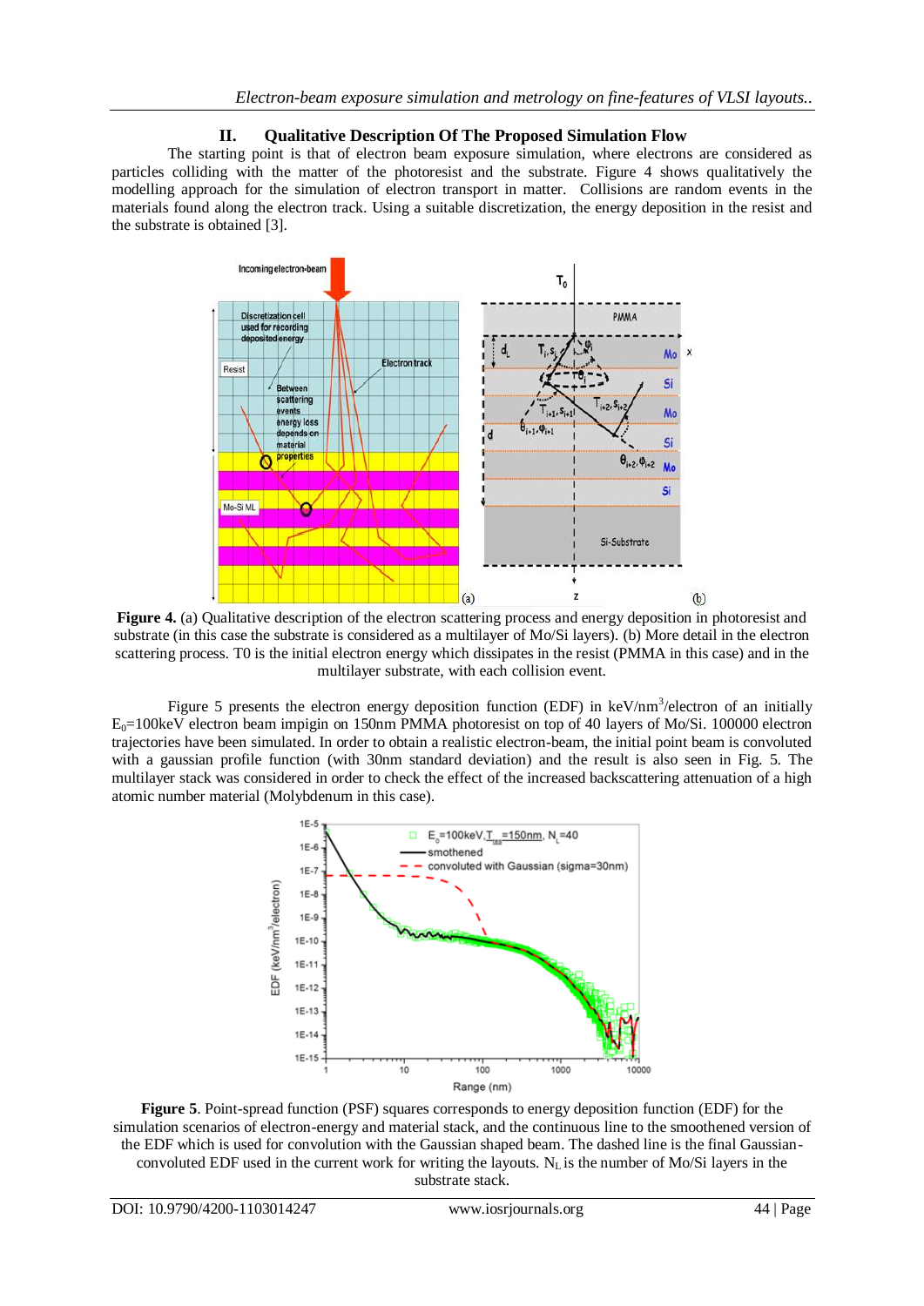## II. Qualitative Description Of The Proposed Simulation Flow

The starting point is that of electron beam exposure simulation, where electrons are considered as particles colliding with the matter of the photoresist and the substrate. Figure 4 shows qualitatively the modelling approach for the simulation of electron transport in matter. Collisions are random events in the materials found along the electron track. Using a suitable discretization, the energy deposition in the resist and the substrate is obtained [3].

**Figure 4.** (a) Qualitative description of the electron scattering process and energy deposition in photoresist and substrate (in this case the substrate is considered as a multilayer of Mo/Si layers). (b) More detail in the electron scattering process. T0 is the initial electron energy which dissipates in the resist (PMMA in this case) and in the multilayer substrate, with each collision event.

Figure 5 presents the electron energy deposition function (EDF) in keV/nm$^3$/electron of an initially $E_0$=100keV electron beam impigin on 150nm PMMA photoresist on top of 40 layers of Mo/Si. 100000 electron trajectories have been simulated. In order to obtain a realistic electron-beam, the initial point beam is convoluted with a gaussian profile function (with 30nm standard deviation) and the result is also seen in Fig. 5. The multilayer stack was considered in order to check the effect of the increased backscattering attenuation of a high atomic number material (Molybdenum in this case).

**Figure 5**. Point-spread function (PSF) squares corresponds to energy deposition function (EDF) for the simulation scenarios of electron-energy and material stack, and the continuous line to the smoothened version of the EDF which is used for convolution with the Gaussian shaped beam. The dashed line is the final Gaussian-convoluted EDF used in the current work for writing the layouts. $N_L$ is the number of Mo/Si layers in the substrate stack.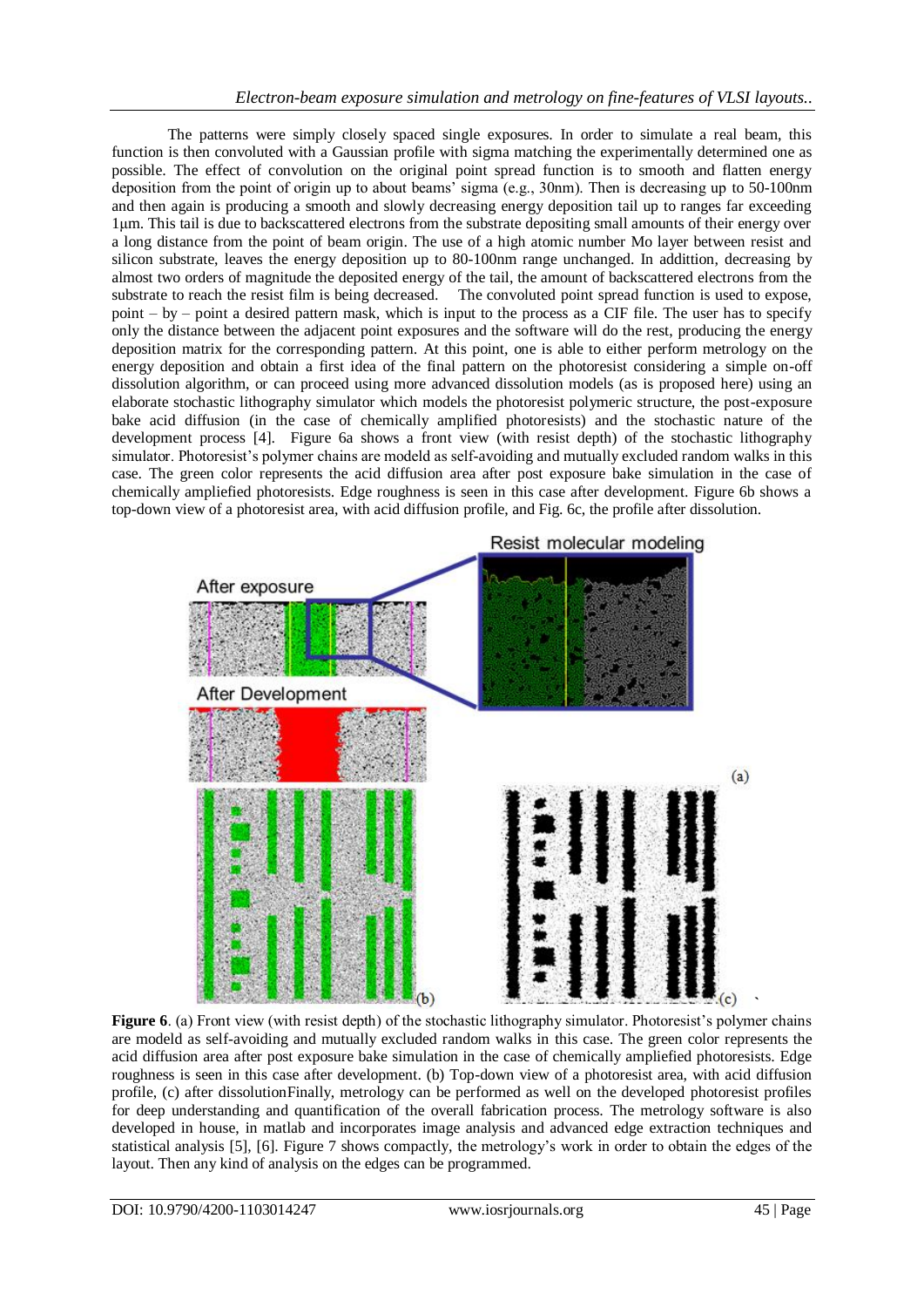The patterns were simply closely spaced single exposures. In order to simulate a real beam, this function is then convoluted with a Gaussian profile with sigma matching the experimentally determined one as possible. The effect of convolution on the original point spread function is to smooth and flatten energy deposition from the point of origin up to about beams' sigma (e.g., 30nm). Then is decreasing up to 50-100nm and then again is producing a smooth and slowly decreasing energy deposition tail up to ranges far exceeding 1μm. This tail is due to backscattered electrons from the substrate depositing small amounts of their energy over a long distance from the point of beam origin. The use of a high atomic number Mo layer between resist and silicon substrate, leaves the energy deposition up to 80-100nm range unchanged. In addittion, decreasing by almost two orders of magnitude the deposited energy of the tail, the amount of backscattered electrons from the substrate to reach the resist film is being decreased. The convoluted point spread function is used to expose, point – by – point a desired pattern mask, which is input to the process as a CIF file. The user has to specify only the distance between the adjacent point exposures and the software will do the rest, producing the energy deposition matrix for the corresponding pattern. At this point, one is able to either perform metrology on the energy deposition and obtain a first idea of the final pattern on the photoresist considering a simple on-off dissolution algorithm, or can proceed using more advanced dissolution models (as is proposed here) using an elaborate stochastic lithography simulator which models the photoresist polymeric structure, the post-exposure bake acid diffusion (in the case of chemically amplified photoresists) and the stochastic nature of the development process [4]. Figure 6a shows a front view (with resist depth) of the stochastic lithography simulator. Photoresist's polymer chains are modeld as self-avoiding and mutually excluded random walks in this case. The green color represents the acid diffusion area after post exposure bake simulation in the case of chemically ampliefied photoresists. Edge roughness is seen in this case after development. Figure 6b shows a top-down view of a photoresist area, with acid diffusion profile, and Fig. 6c, the profile after dissolution.

**Figure 6**. (a) Front view (with resist depth) of the stochastic lithography simulator. Photoresist's polymer chains are modeld as self-avoiding and mutually excluded random walks in this case. The green color represents the acid diffusion area after post exposure bake simulation in the case of chemically ampliefied photoresists. Edge roughness is seen in this case after development. (b) Top-down view of a photoresist area, with acid diffusion profile, (c) after dissolution

Finally, metrology can be performed as well on the developed photoresist profiles for deep understanding and quantification of the overall fabrication process. The metrology software is also developed in house, in matlab and incorporates image analysis and advanced edge extraction techniques and statistical analysis [5], [6]. Figure 7 shows compactly, the metrology's work in order to obtain the edges of the layout. Then any kind of analysis on the edges can be programmed.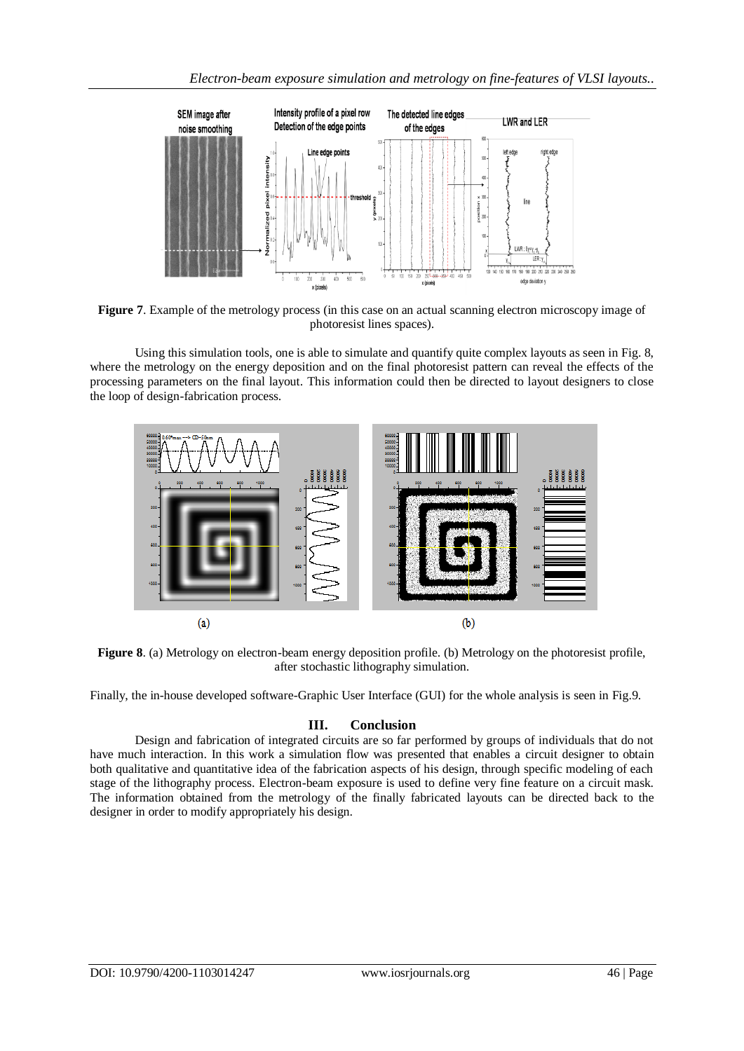**Figure 7**. Example of the metrology process (in this case on an actual scanning electron microscopy image of photoresist lines spaces).

Using this simulation tools, one is able to simulate and quantify quite complex layouts as seen in Fig. 8, where the metrology on the energy deposition and on the final photoresist pattern can reveal the effects of the processing parameters on the final layout. This information could then be directed to layout designers to close the loop of design-fabrication process.

**Figure 8**. (a) Metrology on electron-beam energy deposition profile. (b) Metrology on the photoresist profile, after stochastic lithography simulation.

Finally, the in-house developed software-Graphic User Interface (GUI) for the whole analysis is seen in Fig.9.

## III. Conclusion

Design and fabrication of integrated circuits are so far performed by groups of individuals that do not have much interaction. In this work a simulation flow was presented that enables a circuit designer to obtain both qualitative and quantitative idea of the fabrication aspects of his design, through specific modeling of each stage of the lithography process. Electron-beam exposure is used to define very fine feature on a circuit mask. The information obtained from the metrology of the finally fabricated layouts can be directed back to the designer in order to modify appropriately his design.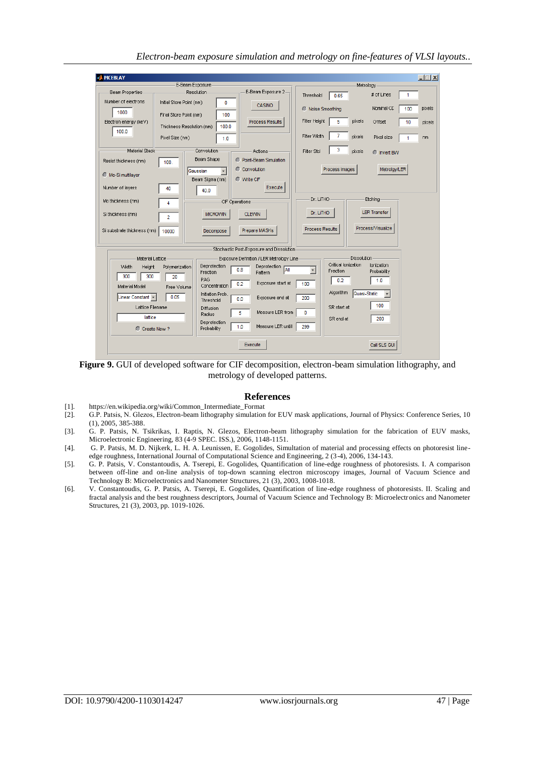**Figure 9.** GUI of developed software for CIF decomposition, electron-beam simulation lithography, and metrology of developed patterns.

## References

[1]. https://en.wikipedia.org/wiki/Common_Intermediate_Format

[2]. G.P. Patsis, N. Glezos, Electron-beam lithography simulation for EUV mask applications, Journal of Physics: Conference Series, 10 (1), 2005, 385-388.

[3]. G. P. Patsis, N. Tsikrikas, I. Raptis, N. Glezos, Electron-beam lithography simulation for the fabrication of EUV masks, Microelectronic Engineering, 83 (4-9 SPEC. ISS.), 2006, 1148-1151.

[4]. G. P. Patsis, M. D. Nijkerk, L. H. A. Leunissen, E. Gogolides, Simultation of material and processing effects on photoresist line-edge roughness, International Journal of Computational Science and Engineering, 2 (3-4), 2006, 134-143.

[5]. G. P. Patsis, V. Constantoudis, A. Tserepi, E. Gogolides, Quantification of line-edge roughness of photoresists. I. A comparison between off-line and on-line analysis of top-down scanning electron microscopy images, Journal of Vacuum Science and Technology B: Microelectronics and Nanometer Structures, 21 (3), 2003, 1008-1018.

[6]. V. Constantoudis, G. P. Patsis, A. Tserepi, E. Gogolides, Quantification of line-edge roughness of photoresists. II. Scaling and fractal analysis and the best roughness descriptors, Journal of Vacuum Science and Technology B: Microelectronics and Nanometer Structures, 21 (3), 2003, pp. 1019-1026.